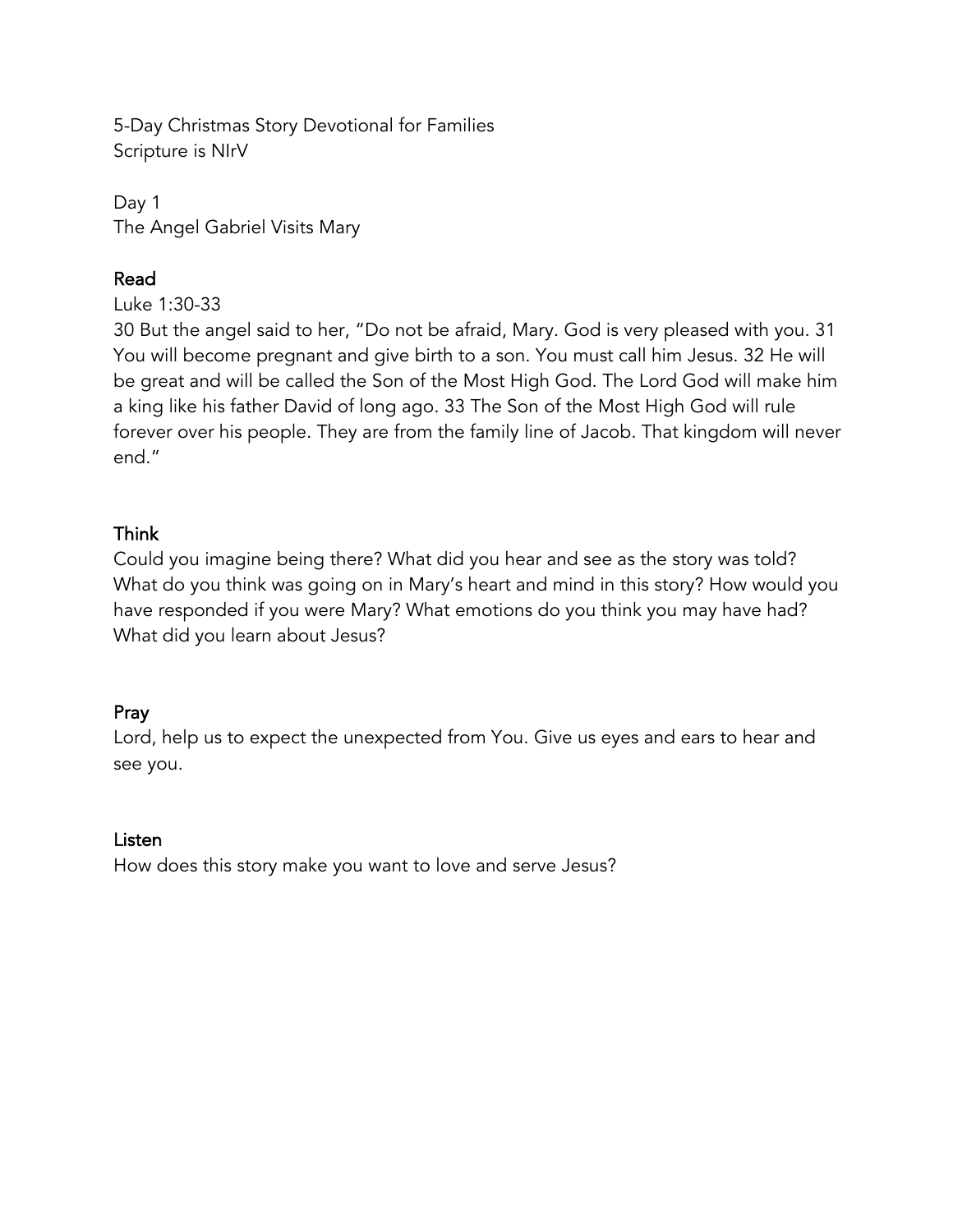5-Day Christmas Story Devotional for Families
Scripture is NIrV

Day 1
The Angel Gabriel Visits Mary

## Read

Luke 1:30-33

30 But the angel said to her, "Do not be afraid, Mary. God is very pleased with you. 31 You will become pregnant and give birth to a son. You must call him Jesus. 32 He will be great and will be called the Son of the Most High God. The Lord God will make him a king like his father David of long ago. 33 The Son of the Most High God will rule forever over his people. They are from the family line of Jacob. That kingdom will never end."

## Think

Could you imagine being there? What did you hear and see as the story was told? What do you think was going on in Mary's heart and mind in this story? How would you have responded if you were Mary? What emotions do you think you may have had? What did you learn about Jesus?

## Pray

Lord, help us to expect the unexpected from You. Give us eyes and ears to hear and see you.

## Listen

How does this story make you want to love and serve Jesus?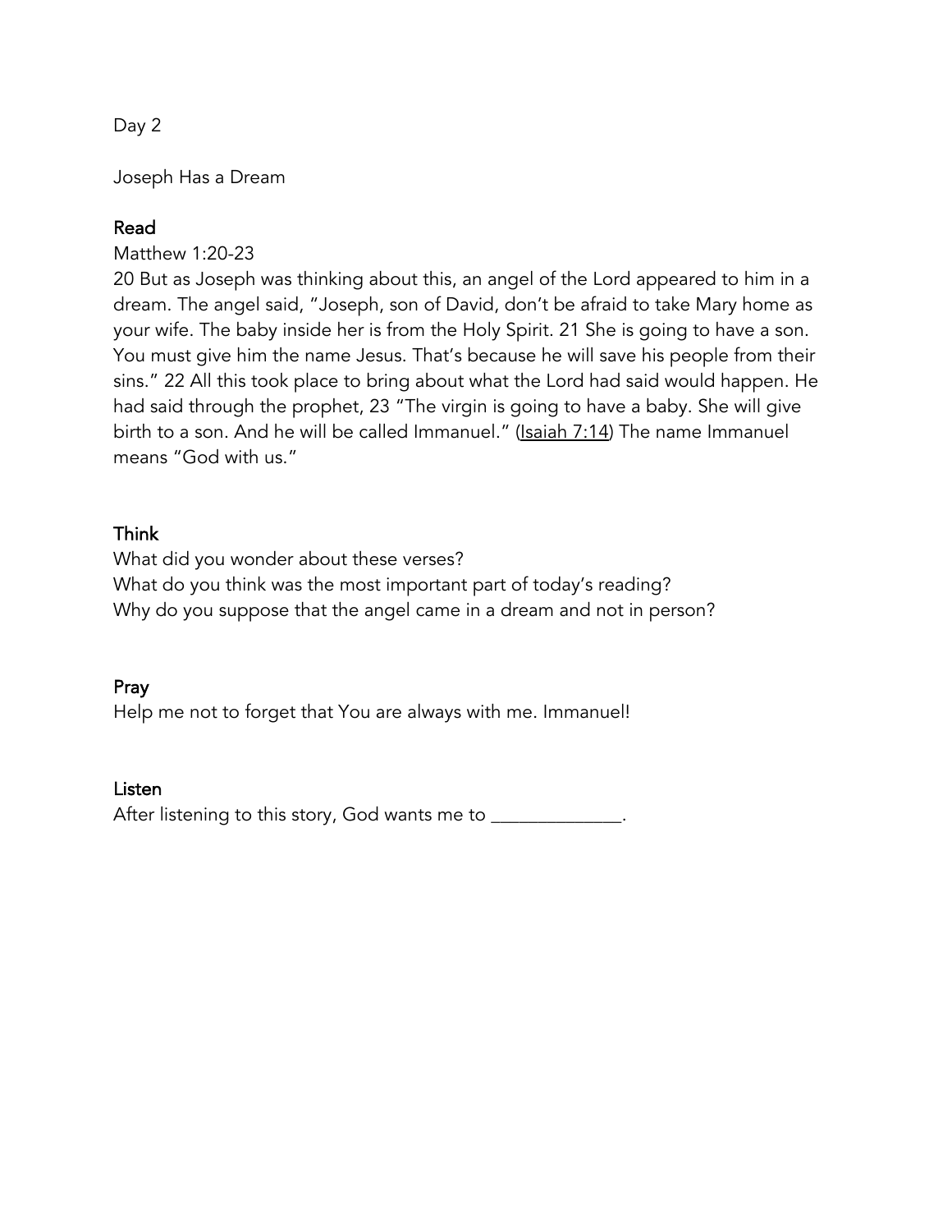Day 2

Joseph Has a Dream

## Read

Matthew 1:20-23

20 But as Joseph was thinking about this, an angel of the Lord appeared to him in a dream. The angel said, "Joseph, son of David, don't be afraid to take Mary home as your wife. The baby inside her is from the Holy Spirit. 21 She is going to have a son. You must give him the name Jesus. That's because he will save his people from their sins." 22 All this took place to bring about what the Lord had said would happen. He had said through the prophet, 23 "The virgin is going to have a baby. She will give birth to a son. And he will be called Immanuel." (Isaiah 7:14) The name Immanuel means "God with us."

## Think

What did you wonder about these verses?

What do you think was the most important part of today's reading?

Why do you suppose that the angel came in a dream and not in person?

## Pray

Help me not to forget that You are always with me. Immanuel!

## Listen

After listening to this story, God wants me to _____________.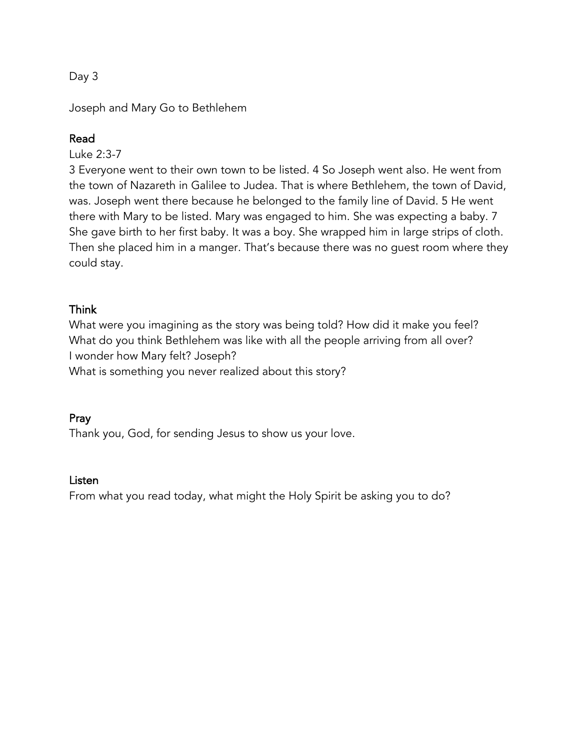Day 3

Joseph and Mary Go to Bethlehem

## Read

Luke 2:3-7

3 Everyone went to their own town to be listed. 4 So Joseph went also. He went from the town of Nazareth in Galilee to Judea. That is where Bethlehem, the town of David, was. Joseph went there because he belonged to the family line of David. 5 He went there with Mary to be listed. Mary was engaged to him. She was expecting a baby. 7 She gave birth to her first baby. It was a boy. She wrapped him in large strips of cloth. Then she placed him in a manger. That's because there was no guest room where they could stay.

## Think

What were you imagining as the story was being told? How did it make you feel?
What do you think Bethlehem was like with all the people arriving from all over?
I wonder how Mary felt? Joseph?
What is something you never realized about this story?

## Pray

Thank you, God, for sending Jesus to show us your love.

## Listen

From what you read today, what might the Holy Spirit be asking you to do?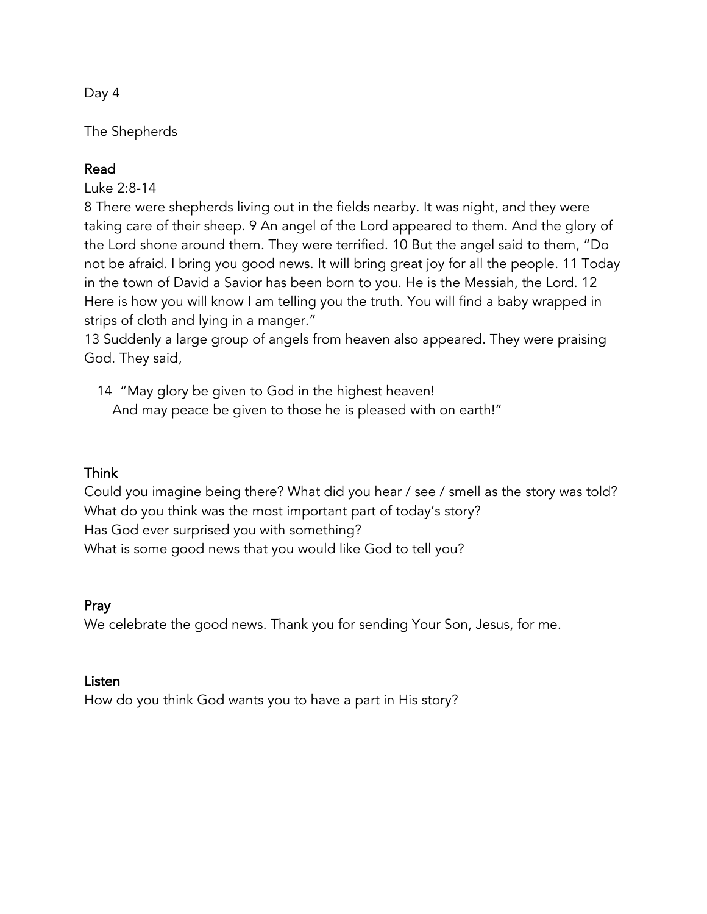Day 4

The Shepherds

## Read

Luke 2:8-14

8 There were shepherds living out in the fields nearby. It was night, and they were taking care of their sheep. 9 An angel of the Lord appeared to them. And the glory of the Lord shone around them. They were terrified. 10 But the angel said to them, "Do not be afraid. I bring you good news. It will bring great joy for all the people. 11 Today in the town of David a Savior has been born to you. He is the Messiah, the Lord. 12 Here is how you will know I am telling you the truth. You will find a baby wrapped in strips of cloth and lying in a manger."

13 Suddenly a large group of angels from heaven also appeared. They were praising God. They said,

> 14 "May glory be given to God in the highest heaven!
> And may peace be given to those he is pleased with on earth!"

## Think

Could you imagine being there? What did you hear / see / smell as the story was told?
What do you think was the most important part of today's story?
Has God ever surprised you with something?
What is some good news that you would like God to tell you?

## Pray

We celebrate the good news. Thank you for sending Your Son, Jesus, for me.

## Listen

How do you think God wants you to have a part in His story?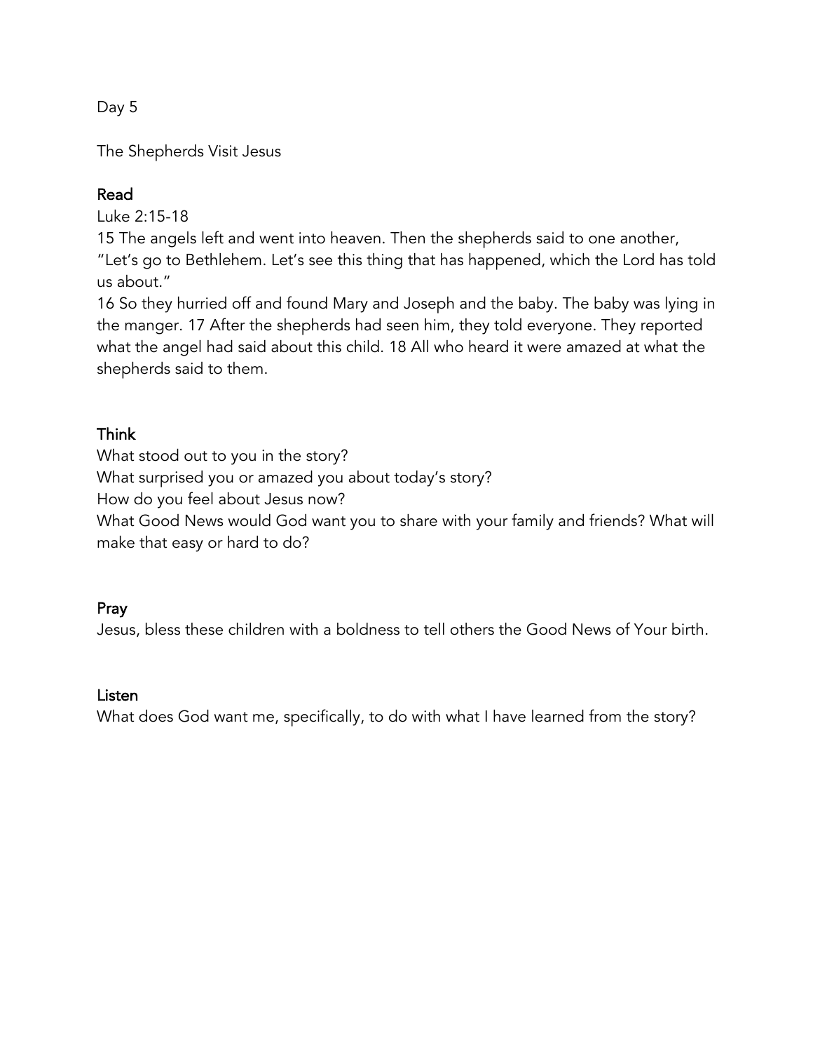Day 5

The Shepherds Visit Jesus

## Read

Luke 2:15-18

15 The angels left and went into heaven. Then the shepherds said to one another, "Let's go to Bethlehem. Let's see this thing that has happened, which the Lord has told us about."

16 So they hurried off and found Mary and Joseph and the baby. The baby was lying in the manger. 17 After the shepherds had seen him, they told everyone. They reported what the angel had said about this child. 18 All who heard it were amazed at what the shepherds said to them.

## Think

What stood out to you in the story?

What surprised you or amazed you about today's story?

How do you feel about Jesus now?

What Good News would God want you to share with your family and friends? What will make that easy or hard to do?

## Pray

Jesus, bless these children with a boldness to tell others the Good News of Your birth.

## Listen

What does God want me, specifically, to do with what I have learned from the story?